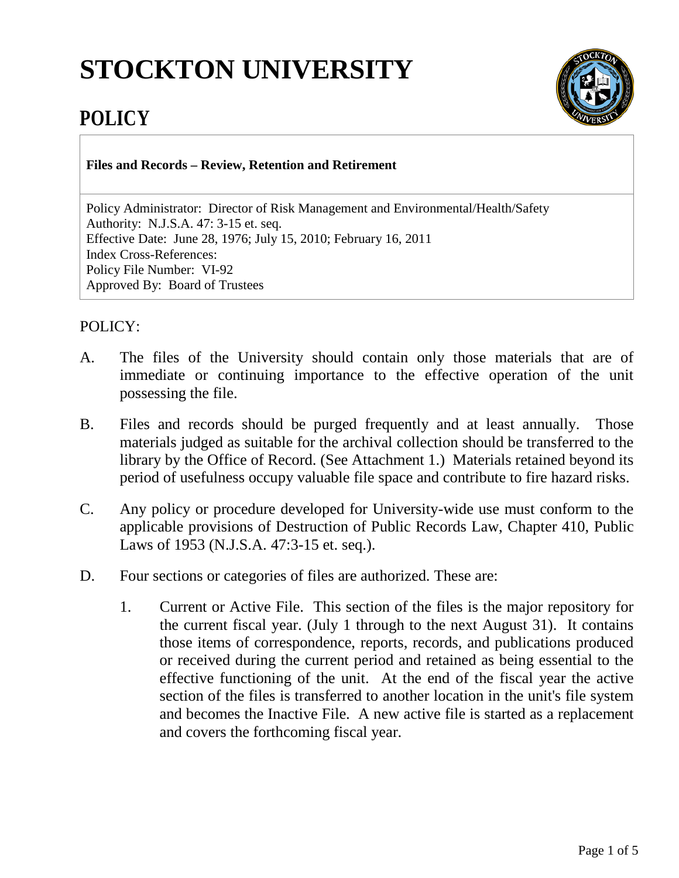# STOCKTON UNIVERSITY

## POLICY

**Files and Records – Review, Retention and Retirement**

Policy Administrator: Director of Risk Management and Environmental/Health/Safety
Authority: N.J.S.A. 47: 3-15 et. seq.
Effective Date: June 28, 1976; July 15, 2010; February 16, 2011
Index Cross-References:
Policy File Number: VI-92
Approved By: Board of Trustees

POLICY:

A. The files of the University should contain only those materials that are of immediate or continuing importance to the effective operation of the unit possessing the file.

B. Files and records should be purged frequently and at least annually. Those materials judged as suitable for the archival collection should be transferred to the library by the Office of Record. (See Attachment 1.) Materials retained beyond its period of usefulness occupy valuable file space and contribute to fire hazard risks.

C. Any policy or procedure developed for University-wide use must conform to the applicable provisions of Destruction of Public Records Law, Chapter 410, Public Laws of 1953 (N.J.S.A. 47:3-15 et. seq.).

D. Four sections or categories of files are authorized. These are:

   1. Current or Active File. This section of the files is the major repository for the current fiscal year. (July 1 through to the next August 31). It contains those items of correspondence, reports, records, and publications produced or received during the current period and retained as being essential to the effective functioning of the unit. At the end of the fiscal year the active section of the files is transferred to another location in the unit's file system and becomes the Inactive File. A new active file is started as a replacement and covers the forthcoming fiscal year.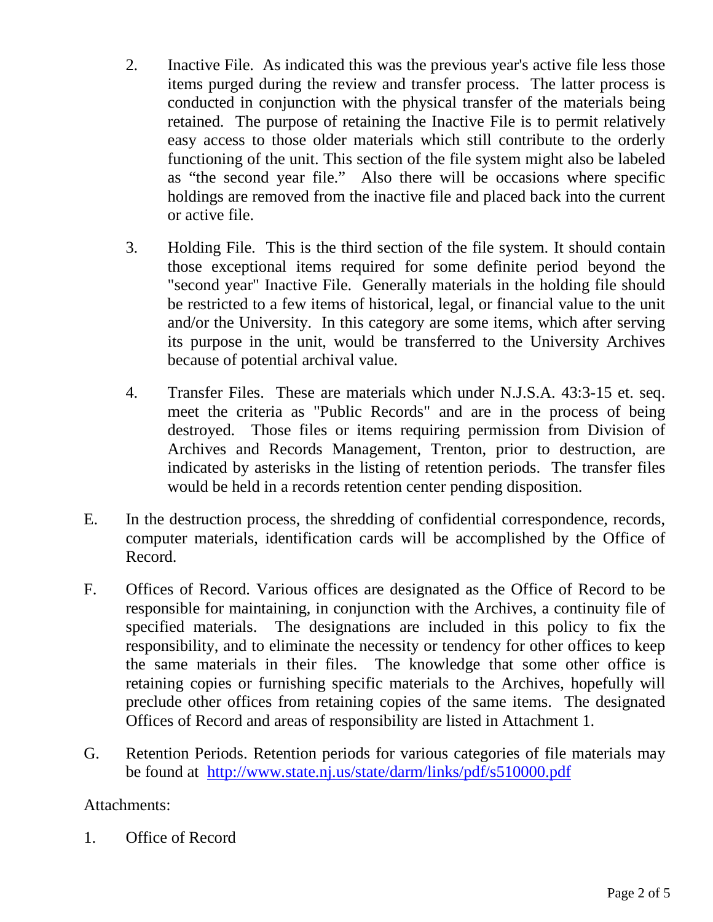2. Inactive File. As indicated this was the previous year's active file less those items purged during the review and transfer process. The latter process is conducted in conjunction with the physical transfer of the materials being retained. The purpose of retaining the Inactive File is to permit relatively easy access to those older materials which still contribute to the orderly functioning of the unit. This section of the file system might also be labeled as "the second year file." Also there will be occasions where specific holdings are removed from the inactive file and placed back into the current or active file.

3. Holding File. This is the third section of the file system. It should contain those exceptional items required for some definite period beyond the "second year" Inactive File. Generally materials in the holding file should be restricted to a few items of historical, legal, or financial value to the unit and/or the University. In this category are some items, which after serving its purpose in the unit, would be transferred to the University Archives because of potential archival value.

4. Transfer Files. These are materials which under N.J.S.A. 43:3-15 et. seq. meet the criteria as "Public Records" and are in the process of being destroyed. Those files or items requiring permission from Division of Archives and Records Management, Trenton, prior to destruction, are indicated by asterisks in the listing of retention periods. The transfer files would be held in a records retention center pending disposition.

E. In the destruction process, the shredding of confidential correspondence, records, computer materials, identification cards will be accomplished by the Office of Record.

F. Offices of Record. Various offices are designated as the Office of Record to be responsible for maintaining, in conjunction with the Archives, a continuity file of specified materials. The designations are included in this policy to fix the responsibility, and to eliminate the necessity or tendency for other offices to keep the same materials in their files. The knowledge that some other office is retaining copies or furnishing specific materials to the Archives, hopefully will preclude other offices from retaining copies of the same items. The designated Offices of Record and areas of responsibility are listed in Attachment 1.

G. Retention Periods. Retention periods for various categories of file materials may be found at http://www.state.nj.us/state/darm/links/pdf/s510000.pdf

Attachments:

1. Office of Record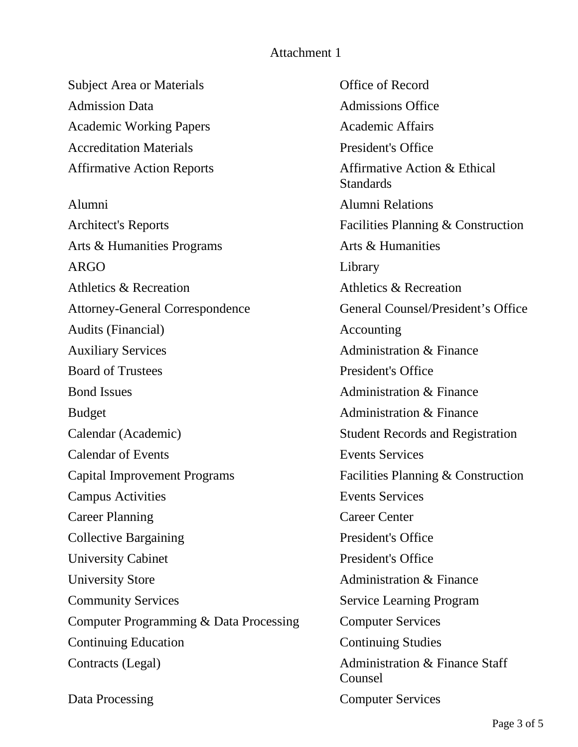Attachment 1

| Subject Area or Materials | Office of Record |
| --- | --- |
| Admission Data | Admissions Office |
| Academic Working Papers | Academic Affairs |
| Accreditation Materials | President's Office |
| Affirmative Action Reports | Affirmative Action & Ethical Standards |
| Alumni | Alumni Relations |
| Architect's Reports | Facilities Planning & Construction |
| Arts & Humanities Programs | Arts & Humanities |
| ARGO | Library |
| Athletics & Recreation | Athletics & Recreation |
| Attorney-General Correspondence | General Counsel/President's Office |
| Audits (Financial) | Accounting |
| Auxiliary Services | Administration & Finance |
| Board of Trustees | President's Office |
| Bond Issues | Administration & Finance |
| Budget | Administration & Finance |
| Calendar (Academic) | Student Records and Registration |
| Calendar of Events | Events Services |
| Capital Improvement Programs | Facilities Planning & Construction |
| Campus Activities | Events Services |
| Career Planning | Career Center |
| Collective Bargaining | President's Office |
| University Cabinet | President's Office |
| University Store | Administration & Finance |
| Community Services | Service Learning Program |
| Computer Programming & Data Processing | Computer Services |
| Continuing Education | Continuing Studies |
| Contracts (Legal) | Administration & Finance Staff Counsel |
| Data Processing | Computer Services |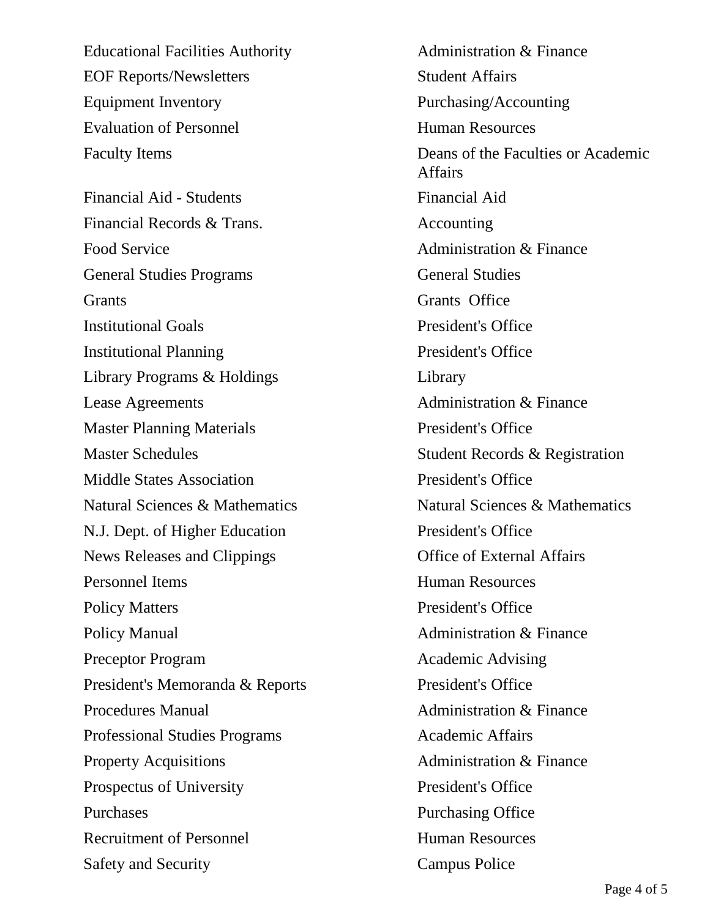| | |
|---|---|
| Educational Facilities Authority | Administration & Finance |
| EOF Reports/Newsletters | Student Affairs |
| Equipment Inventory | Purchasing/Accounting |
| Evaluation of Personnel | Human Resources |
| Faculty Items | Deans of the Faculties or Academic Affairs |
| Financial Aid - Students | Financial Aid |
| Financial Records & Trans. | Accounting |
| Food Service | Administration & Finance |
| General Studies Programs | General Studies |
| Grants | Grants Office |
| Institutional Goals | President's Office |
| Institutional Planning | President's Office |
| Library Programs & Holdings | Library |
| Lease Agreements | Administration & Finance |
| Master Planning Materials | President's Office |
| Master Schedules | Student Records & Registration |
| Middle States Association | President's Office |
| Natural Sciences & Mathematics | Natural Sciences & Mathematics |
| N.J. Dept. of Higher Education | President's Office |
| News Releases and Clippings | Office of External Affairs |
| Personnel Items | Human Resources |
| Policy Matters | President's Office |
| Policy Manual | Administration & Finance |
| Preceptor Program | Academic Advising |
| President's Memoranda & Reports | President's Office |
| Procedures Manual | Administration & Finance |
| Professional Studies Programs | Academic Affairs |
| Property Acquisitions | Administration & Finance |
| Prospectus of University | President's Office |
| Purchases | Purchasing Office |
| Recruitment of Personnel | Human Resources |
| Safety and Security | Campus Police |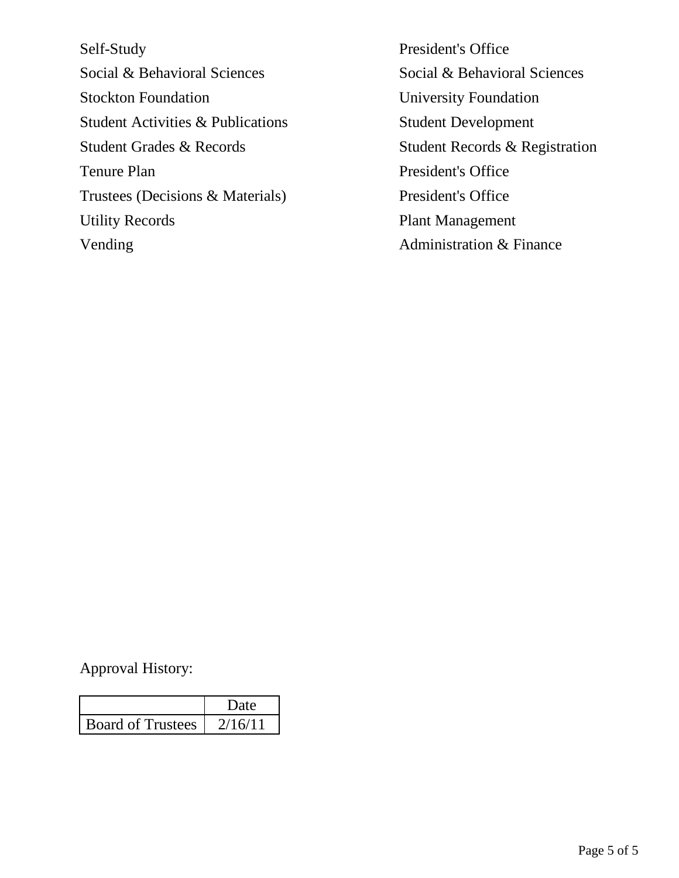| | |
|---|---|
| Self-Study | President's Office |
| Social & Behavioral Sciences | Social & Behavioral Sciences |
| Stockton Foundation | University Foundation |
| Student Activities & Publications | Student Development |
| Student Grades & Records | Student Records & Registration |
| Tenure Plan | President's Office |
| Trustees (Decisions & Materials) | President's Office |
| Utility Records | Plant Management |
| Vending | Administration & Finance |

Approval History:

| | Date |
|---|---|
| Board of Trustees | 2/16/11 |